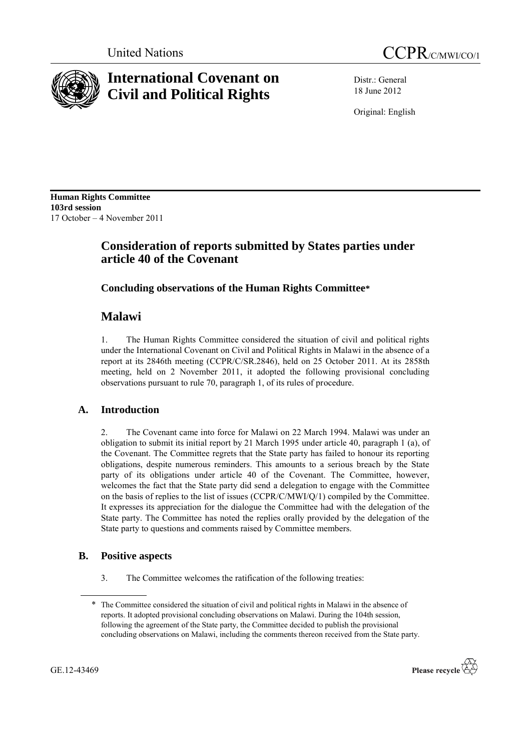United Nations

# CCPR/C/MWI/CO/1

# International Covenant on Civil and Political Rights

Distr.: General
18 June 2012

Original: English

**Human Rights Committee**
**103rd session**
17 October – 4 November 2011

## Consideration of reports submitted by States parties under article 40 of the Covenant

### Concluding observations of the Human Rights Committee*

## Malawi

1. The Human Rights Committee considered the situation of civil and political rights under the International Covenant on Civil and Political Rights in Malawi in the absence of a report at its 2846th meeting (CCPR/C/SR.2846), held on 25 October 2011. At its 2858th meeting, held on 2 November 2011, it adopted the following provisional concluding observations pursuant to rule 70, paragraph 1, of its rules of procedure.

### A. Introduction

2. The Covenant came into force for Malawi on 22 March 1994. Malawi was under an obligation to submit its initial report by 21 March 1995 under article 40, paragraph 1 (a), of the Covenant. The Committee regrets that the State party has failed to honour its reporting obligations, despite numerous reminders. This amounts to a serious breach by the State party of its obligations under article 40 of the Covenant. The Committee, however, welcomes the fact that the State party did send a delegation to engage with the Committee on the basis of replies to the list of issues (CCPR/C/MWI/Q/1) compiled by the Committee. It expresses its appreciation for the dialogue the Committee had with the delegation of the State party. The Committee has noted the replies orally provided by the delegation of the State party to questions and comments raised by Committee members.

### B. Positive aspects

3. The Committee welcomes the ratification of the following treaties:

* The Committee considered the situation of civil and political rights in Malawi in the absence of reports. It adopted provisional concluding observations on Malawi. During the 104th session, following the agreement of the State party, the Committee decided to publish the provisional concluding observations on Malawi, including the comments thereon received from the State party.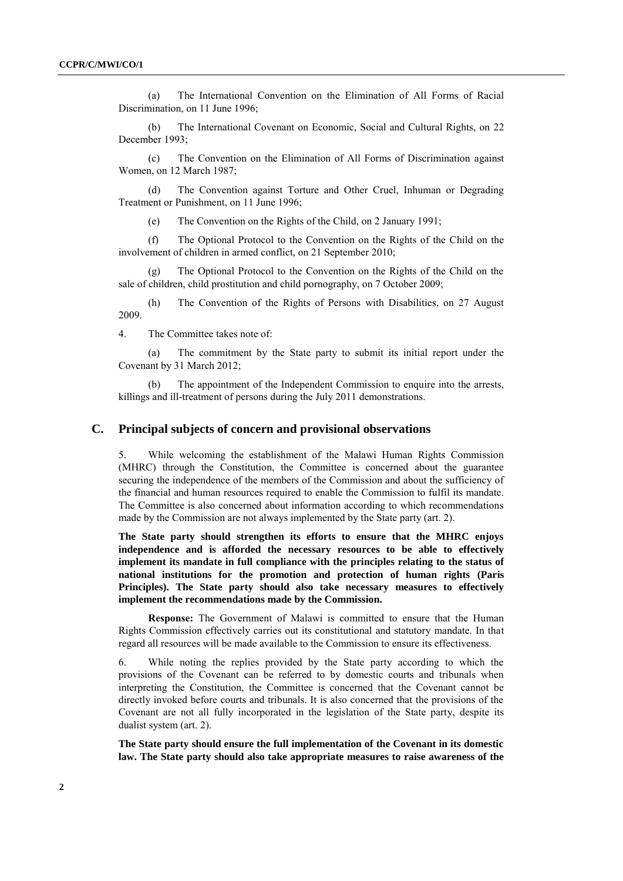(a) The International Convention on the Elimination of All Forms of Racial Discrimination, on 11 June 1996;

(b) The International Covenant on Economic, Social and Cultural Rights, on 22 December 1993;

(c) The Convention on the Elimination of All Forms of Discrimination against Women, on 12 March 1987;

(d) The Convention against Torture and Other Cruel, Inhuman or Degrading Treatment or Punishment, on 11 June 1996;

(e) The Convention on the Rights of the Child, on 2 January 1991;

(f) The Optional Protocol to the Convention on the Rights of the Child on the involvement of children in armed conflict, on 21 September 2010;

(g) The Optional Protocol to the Convention on the Rights of the Child on the sale of children, child prostitution and child pornography, on 7 October 2009;

(h) The Convention of the Rights of Persons with Disabilities, on 27 August 2009.

4. The Committee takes note of:

(a) The commitment by the State party to submit its initial report under the Covenant by 31 March 2012;

(b) The appointment of the Independent Commission to enquire into the arrests, killings and ill-treatment of persons during the July 2011 demonstrations.

## C. Principal subjects of concern and provisional observations

5. While welcoming the establishment of the Malawi Human Rights Commission (MHRC) through the Constitution, the Committee is concerned about the guarantee securing the independence of the members of the Commission and about the sufficiency of the financial and human resources required to enable the Commission to fulfil its mandate. The Committee is also concerned about information according to which recommendations made by the Commission are not always implemented by the State party (art. 2).

**The State party should strengthen its efforts to ensure that the MHRC enjoys independence and is afforded the necessary resources to be able to effectively implement its mandate in full compliance with the principles relating to the status of national institutions for the promotion and protection of human rights (Paris Principles). The State party should also take necessary measures to effectively implement the recommendations made by the Commission.**

**Response:** The Government of Malawi is committed to ensure that the Human Rights Commission effectively carries out its constitutional and statutory mandate. In that regard all resources will be made available to the Commission to ensure its effectiveness.

6. While noting the replies provided by the State party according to which the provisions of the Covenant can be referred to by domestic courts and tribunals when interpreting the Constitution, the Committee is concerned that the Covenant cannot be directly invoked before courts and tribunals. It is also concerned that the provisions of the Covenant are not all fully incorporated in the legislation of the State party, despite its dualist system (art. 2).

**The State party should ensure the full implementation of the Covenant in its domestic law. The State party should also take appropriate measures to raise awareness of the**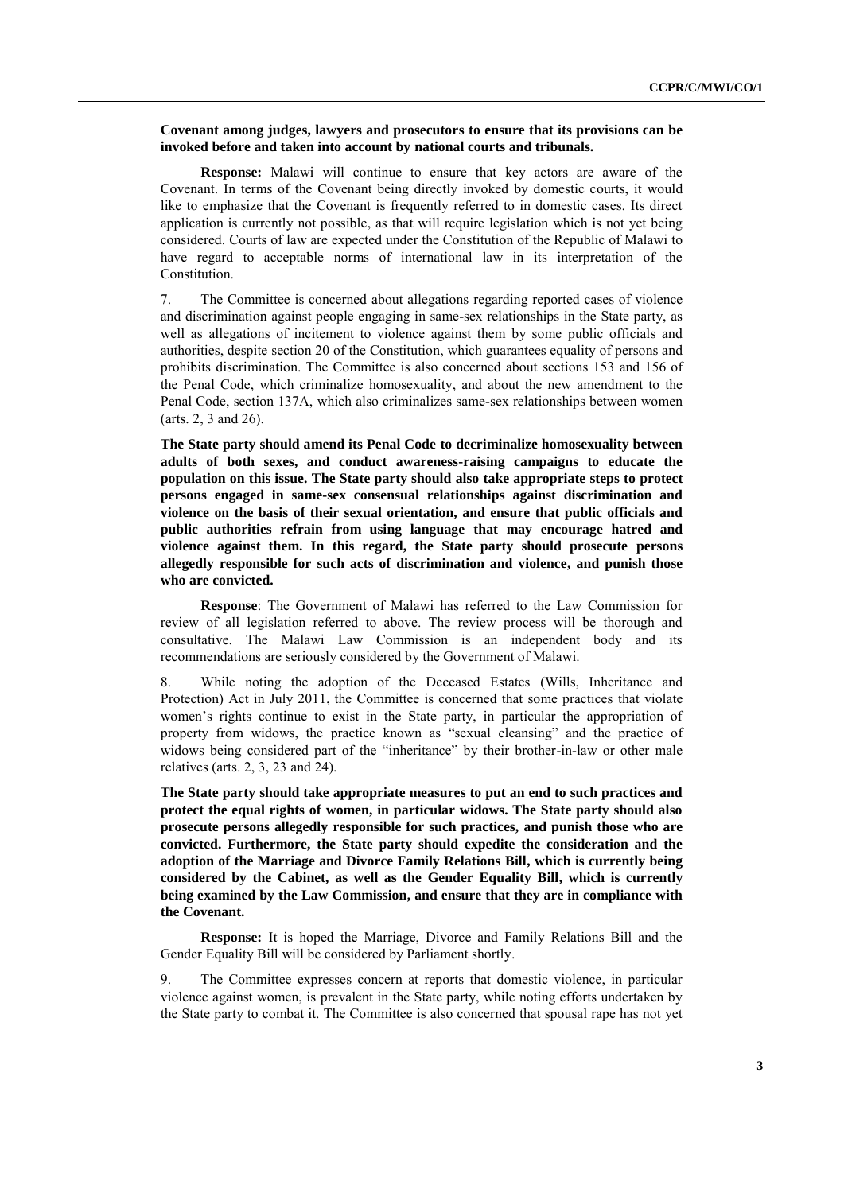**Covenant among judges, lawyers and prosecutors to ensure that its provisions can be invoked before and taken into account by national courts and tribunals.**

**Response:** Malawi will continue to ensure that key actors are aware of the Covenant. In terms of the Covenant being directly invoked by domestic courts, it would like to emphasize that the Covenant is frequently referred to in domestic cases. Its direct application is currently not possible, as that will require legislation which is not yet being considered. Courts of law are expected under the Constitution of the Republic of Malawi to have regard to acceptable norms of international law in its interpretation of the Constitution.

7. The Committee is concerned about allegations regarding reported cases of violence and discrimination against people engaging in same-sex relationships in the State party, as well as allegations of incitement to violence against them by some public officials and authorities, despite section 20 of the Constitution, which guarantees equality of persons and prohibits discrimination. The Committee is also concerned about sections 153 and 156 of the Penal Code, which criminalize homosexuality, and about the new amendment to the Penal Code, section 137A, which also criminalizes same-sex relationships between women (arts. 2, 3 and 26).

**The State party should amend its Penal Code to decriminalize homosexuality between adults of both sexes, and conduct awareness-raising campaigns to educate the population on this issue. The State party should also take appropriate steps to protect persons engaged in same-sex consensual relationships against discrimination and violence on the basis of their sexual orientation, and ensure that public officials and public authorities refrain from using language that may encourage hatred and violence against them. In this regard, the State party should prosecute persons allegedly responsible for such acts of discrimination and violence, and punish those who are convicted.**

**Response**: The Government of Malawi has referred to the Law Commission for review of all legislation referred to above. The review process will be thorough and consultative. The Malawi Law Commission is an independent body and its recommendations are seriously considered by the Government of Malawi.

8. While noting the adoption of the Deceased Estates (Wills, Inheritance and Protection) Act in July 2011, the Committee is concerned that some practices that violate women's rights continue to exist in the State party, in particular the appropriation of property from widows, the practice known as "sexual cleansing" and the practice of widows being considered part of the "inheritance" by their brother-in-law or other male relatives (arts. 2, 3, 23 and 24).

**The State party should take appropriate measures to put an end to such practices and protect the equal rights of women, in particular widows. The State party should also prosecute persons allegedly responsible for such practices, and punish those who are convicted. Furthermore, the State party should expedite the consideration and the adoption of the Marriage and Divorce Family Relations Bill, which is currently being considered by the Cabinet, as well as the Gender Equality Bill, which is currently being examined by the Law Commission, and ensure that they are in compliance with the Covenant.**

**Response:** It is hoped the Marriage, Divorce and Family Relations Bill and the Gender Equality Bill will be considered by Parliament shortly.

9. The Committee expresses concern at reports that domestic violence, in particular violence against women, is prevalent in the State party, while noting efforts undertaken by the State party to combat it. The Committee is also concerned that spousal rape has not yet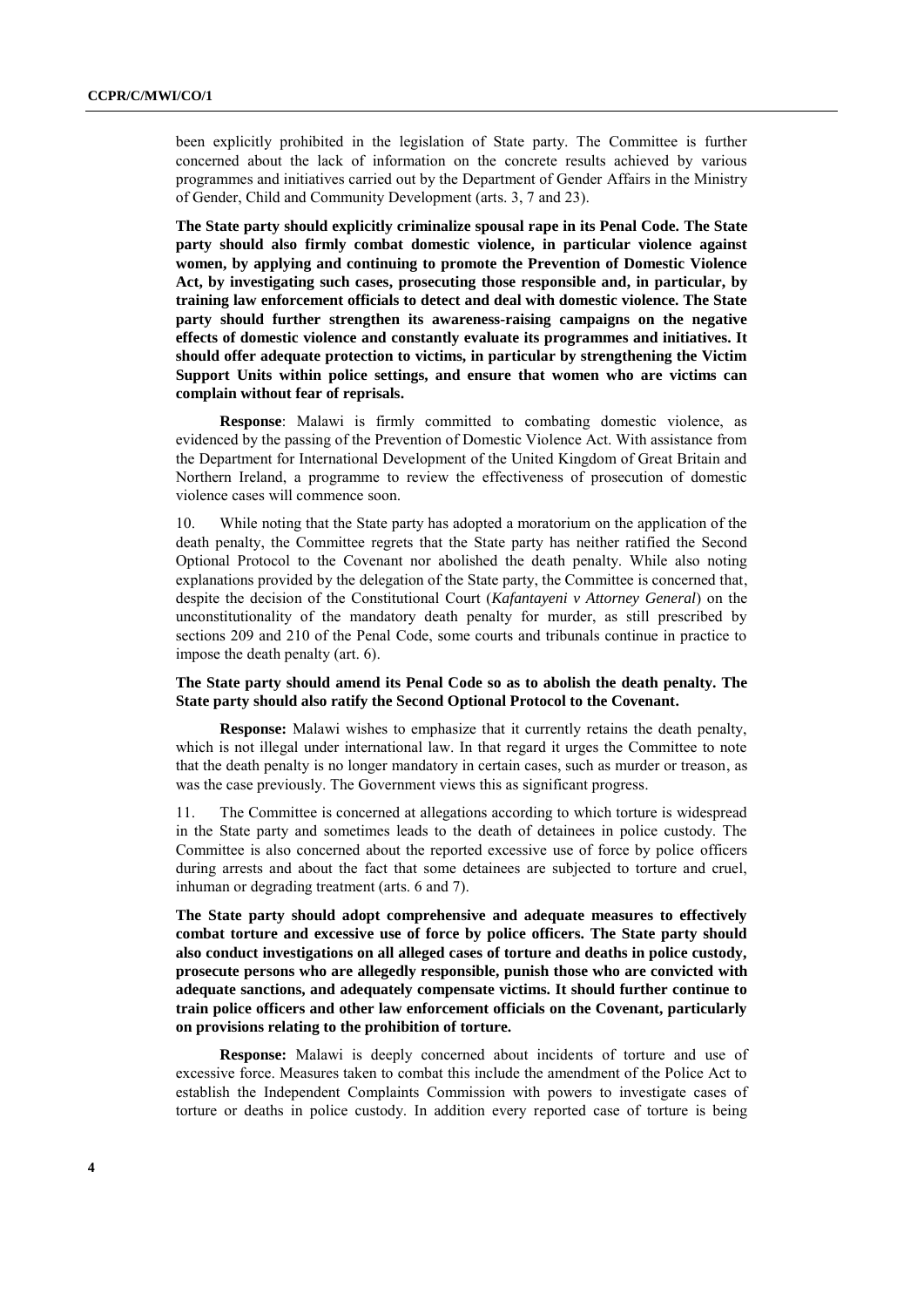been explicitly prohibited in the legislation of State party. The Committee is further concerned about the lack of information on the concrete results achieved by various programmes and initiatives carried out by the Department of Gender Affairs in the Ministry of Gender, Child and Community Development (arts. 3, 7 and 23).

**The State party should explicitly criminalize spousal rape in its Penal Code. The State party should also firmly combat domestic violence, in particular violence against women, by applying and continuing to promote the Prevention of Domestic Violence Act, by investigating such cases, prosecuting those responsible and, in particular, by training law enforcement officials to detect and deal with domestic violence. The State party should further strengthen its awareness-raising campaigns on the negative effects of domestic violence and constantly evaluate its programmes and initiatives. It should offer adequate protection to victims, in particular by strengthening the Victim Support Units within police settings, and ensure that women who are victims can complain without fear of reprisals.**

**Response**: Malawi is firmly committed to combating domestic violence, as evidenced by the passing of the Prevention of Domestic Violence Act. With assistance from the Department for International Development of the United Kingdom of Great Britain and Northern Ireland, a programme to review the effectiveness of prosecution of domestic violence cases will commence soon.

10. While noting that the State party has adopted a moratorium on the application of the death penalty, the Committee regrets that the State party has neither ratified the Second Optional Protocol to the Covenant nor abolished the death penalty. While also noting explanations provided by the delegation of the State party, the Committee is concerned that, despite the decision of the Constitutional Court (*Kafantayeni v Attorney General*) on the unconstitutionality of the mandatory death penalty for murder, as still prescribed by sections 209 and 210 of the Penal Code, some courts and tribunals continue in practice to impose the death penalty (art. 6).

**The State party should amend its Penal Code so as to abolish the death penalty. The State party should also ratify the Second Optional Protocol to the Covenant.**

**Response:** Malawi wishes to emphasize that it currently retains the death penalty, which is not illegal under international law. In that regard it urges the Committee to note that the death penalty is no longer mandatory in certain cases, such as murder or treason, as was the case previously. The Government views this as significant progress.

11. The Committee is concerned at allegations according to which torture is widespread in the State party and sometimes leads to the death of detainees in police custody. The Committee is also concerned about the reported excessive use of force by police officers during arrests and about the fact that some detainees are subjected to torture and cruel, inhuman or degrading treatment (arts. 6 and 7).

**The State party should adopt comprehensive and adequate measures to effectively combat torture and excessive use of force by police officers. The State party should also conduct investigations on all alleged cases of torture and deaths in police custody, prosecute persons who are allegedly responsible, punish those who are convicted with adequate sanctions, and adequately compensate victims. It should further continue to train police officers and other law enforcement officials on the Covenant, particularly on provisions relating to the prohibition of torture.**

**Response:** Malawi is deeply concerned about incidents of torture and use of excessive force. Measures taken to combat this include the amendment of the Police Act to establish the Independent Complaints Commission with powers to investigate cases of torture or deaths in police custody. In addition every reported case of torture is being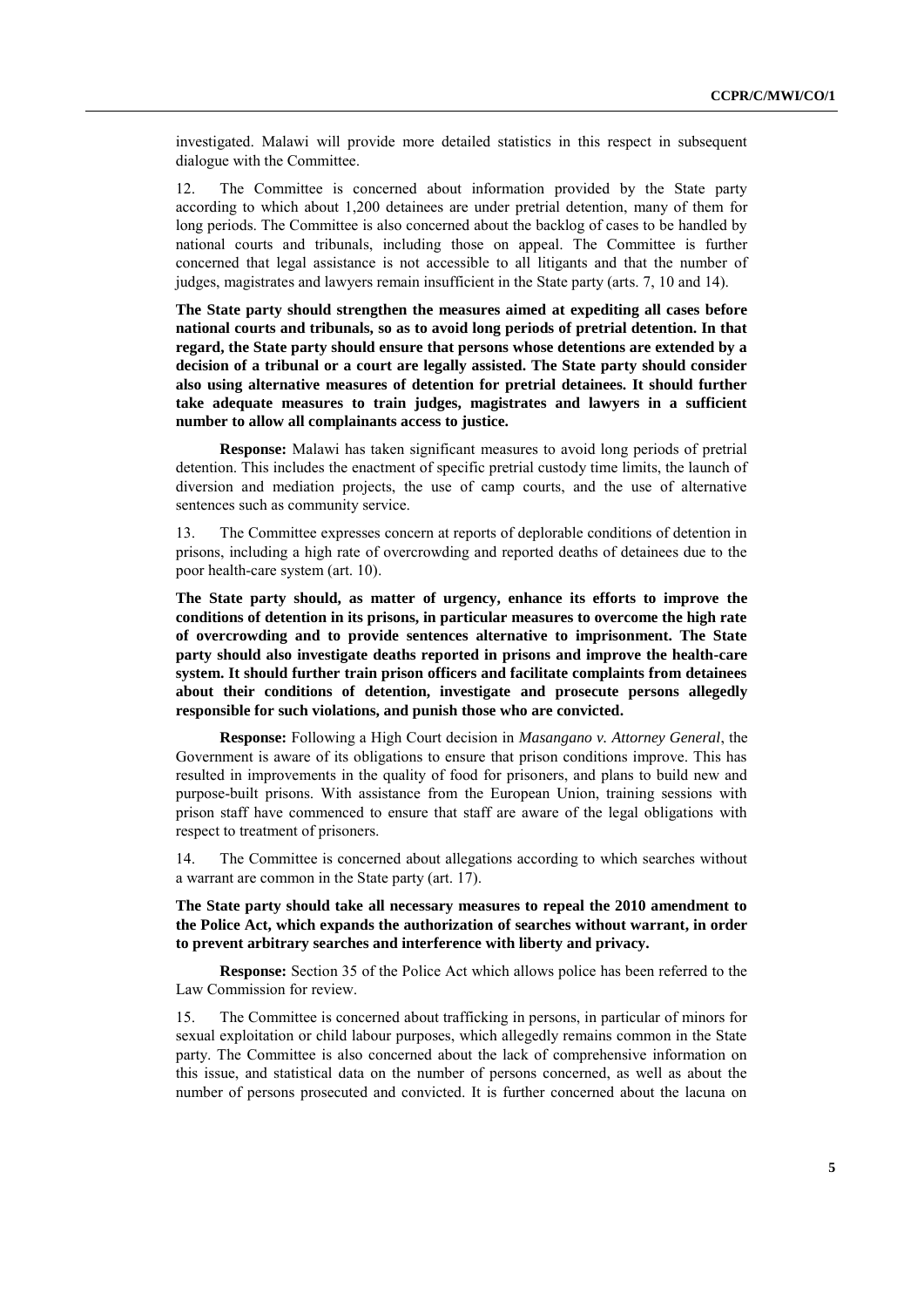investigated. Malawi will provide more detailed statistics in this respect in subsequent dialogue with the Committee.

12. The Committee is concerned about information provided by the State party according to which about 1,200 detainees are under pretrial detention, many of them for long periods. The Committee is also concerned about the backlog of cases to be handled by national courts and tribunals, including those on appeal. The Committee is further concerned that legal assistance is not accessible to all litigants and that the number of judges, magistrates and lawyers remain insufficient in the State party (arts. 7, 10 and 14).

**The State party should strengthen the measures aimed at expediting all cases before national courts and tribunals, so as to avoid long periods of pretrial detention. In that regard, the State party should ensure that persons whose detentions are extended by a decision of a tribunal or a court are legally assisted. The State party should consider also using alternative measures of detention for pretrial detainees. It should further take adequate measures to train judges, magistrates and lawyers in a sufficient number to allow all complainants access to justice.**

**Response:** Malawi has taken significant measures to avoid long periods of pretrial detention. This includes the enactment of specific pretrial custody time limits, the launch of diversion and mediation projects, the use of camp courts, and the use of alternative sentences such as community service.

13. The Committee expresses concern at reports of deplorable conditions of detention in prisons, including a high rate of overcrowding and reported deaths of detainees due to the poor health-care system (art. 10).

**The State party should, as matter of urgency, enhance its efforts to improve the conditions of detention in its prisons, in particular measures to overcome the high rate of overcrowding and to provide sentences alternative to imprisonment. The State party should also investigate deaths reported in prisons and improve the health-care system. It should further train prison officers and facilitate complaints from detainees about their conditions of detention, investigate and prosecute persons allegedly responsible for such violations, and punish those who are convicted.**

**Response:** Following a High Court decision in *Masangano v. Attorney General*, the Government is aware of its obligations to ensure that prison conditions improve. This has resulted in improvements in the quality of food for prisoners, and plans to build new and purpose-built prisons. With assistance from the European Union, training sessions with prison staff have commenced to ensure that staff are aware of the legal obligations with respect to treatment of prisoners.

14. The Committee is concerned about allegations according to which searches without a warrant are common in the State party (art. 17).

**The State party should take all necessary measures to repeal the 2010 amendment to the Police Act, which expands the authorization of searches without warrant, in order to prevent arbitrary searches and interference with liberty and privacy.**

**Response:** Section 35 of the Police Act which allows police has been referred to the Law Commission for review.

15. The Committee is concerned about trafficking in persons, in particular of minors for sexual exploitation or child labour purposes, which allegedly remains common in the State party. The Committee is also concerned about the lack of comprehensive information on this issue, and statistical data on the number of persons concerned, as well as about the number of persons prosecuted and convicted. It is further concerned about the lacuna on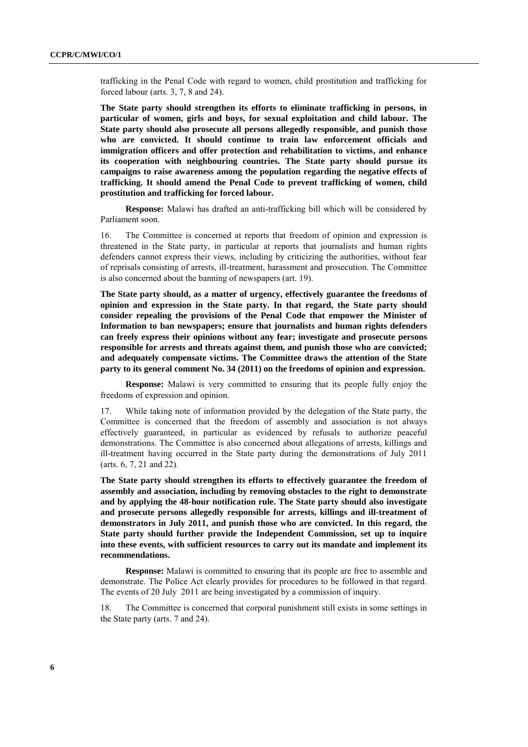trafficking in the Penal Code with regard to women, child prostitution and trafficking for forced labour (arts. 3, 7, 8 and 24).

**The State party should strengthen its efforts to eliminate trafficking in persons, in particular of women, girls and boys, for sexual exploitation and child labour. The State party should also prosecute all persons allegedly responsible, and punish those who are convicted. It should continue to train law enforcement officials and immigration officers and offer protection and rehabilitation to victims, and enhance its cooperation with neighbouring countries. The State party should pursue its campaigns to raise awareness among the population regarding the negative effects of trafficking. It should amend the Penal Code to prevent trafficking of women, child prostitution and trafficking for forced labour.**

**Response:** Malawi has drafted an anti-trafficking bill which will be considered by Parliament soon.

16. The Committee is concerned at reports that freedom of opinion and expression is threatened in the State party, in particular at reports that journalists and human rights defenders cannot express their views, including by criticizing the authorities, without fear of reprisals consisting of arrests, ill-treatment, harassment and prosecution. The Committee is also concerned about the banning of newspapers (art. 19).

**The State party should, as a matter of urgency, effectively guarantee the freedoms of opinion and expression in the State party. In that regard, the State party should consider repealing the provisions of the Penal Code that empower the Minister of Information to ban newspapers; ensure that journalists and human rights defenders can freely express their opinions without any fear; investigate and prosecute persons responsible for arrests and threats against them, and punish those who are convicted; and adequately compensate victims. The Committee draws the attention of the State party to its general comment No. 34 (2011) on the freedoms of opinion and expression.**

**Response:** Malawi is very committed to ensuring that its people fully enjoy the freedoms of expression and opinion.

17. While taking note of information provided by the delegation of the State party, the Committee is concerned that the freedom of assembly and association is not always effectively guaranteed, in particular as evidenced by refusals to authorize peaceful demonstrations. The Committee is also concerned about allegations of arrests, killings and ill-treatment having occurred in the State party during the demonstrations of July 2011 (arts. 6, 7, 21 and 22).

**The State party should strengthen its efforts to effectively guarantee the freedom of assembly and association, including by removing obstacles to the right to demonstrate and by applying the 48-hour notification rule. The State party should also investigate and prosecute persons allegedly responsible for arrests, killings and ill-treatment of demonstrators in July 2011, and punish those who are convicted. In this regard, the State party should further provide the Independent Commission, set up to inquire into these events, with sufficient resources to carry out its mandate and implement its recommendations.**

**Response:** Malawi is committed to ensuring that its people are free to assemble and demonstrate. The Police Act clearly provides for procedures to be followed in that regard. The events of 20 July 2011 are being investigated by a commission of inquiry.

18. The Committee is concerned that corporal punishment still exists in some settings in the State party (arts. 7 and 24).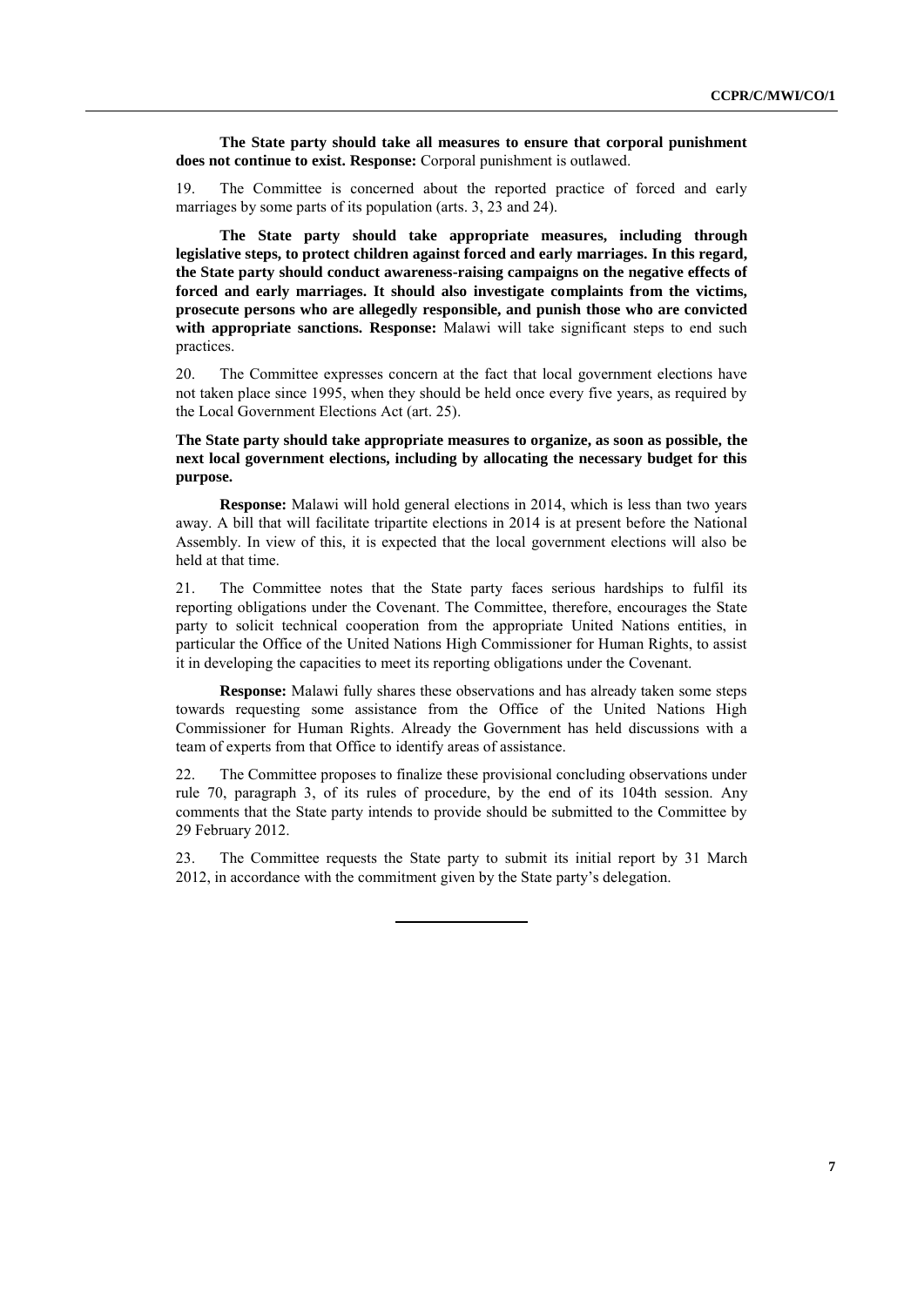**The State party should take all measures to ensure that corporal punishment does not continue to exist. Response:** Corporal punishment is outlawed.

19. The Committee is concerned about the reported practice of forced and early marriages by some parts of its population (arts. 3, 23 and 24).

**The State party should take appropriate measures, including through legislative steps, to protect children against forced and early marriages. In this regard, the State party should conduct awareness-raising campaigns on the negative effects of forced and early marriages. It should also investigate complaints from the victims, prosecute persons who are allegedly responsible, and punish those who are convicted with appropriate sanctions. Response:** Malawi will take significant steps to end such practices.

20. The Committee expresses concern at the fact that local government elections have not taken place since 1995, when they should be held once every five years, as required by the Local Government Elections Act (art. 25).

**The State party should take appropriate measures to organize, as soon as possible, the next local government elections, including by allocating the necessary budget for this purpose.**

**Response:** Malawi will hold general elections in 2014, which is less than two years away. A bill that will facilitate tripartite elections in 2014 is at present before the National Assembly. In view of this, it is expected that the local government elections will also be held at that time.

21. The Committee notes that the State party faces serious hardships to fulfil its reporting obligations under the Covenant. The Committee, therefore, encourages the State party to solicit technical cooperation from the appropriate United Nations entities, in particular the Office of the United Nations High Commissioner for Human Rights, to assist it in developing the capacities to meet its reporting obligations under the Covenant.

**Response:** Malawi fully shares these observations and has already taken some steps towards requesting some assistance from the Office of the United Nations High Commissioner for Human Rights. Already the Government has held discussions with a team of experts from that Office to identify areas of assistance.

22. The Committee proposes to finalize these provisional concluding observations under rule 70, paragraph 3, of its rules of procedure, by the end of its 104th session. Any comments that the State party intends to provide should be submitted to the Committee by 29 February 2012.

23. The Committee requests the State party to submit its initial report by 31 March 2012, in accordance with the commitment given by the State party's delegation.